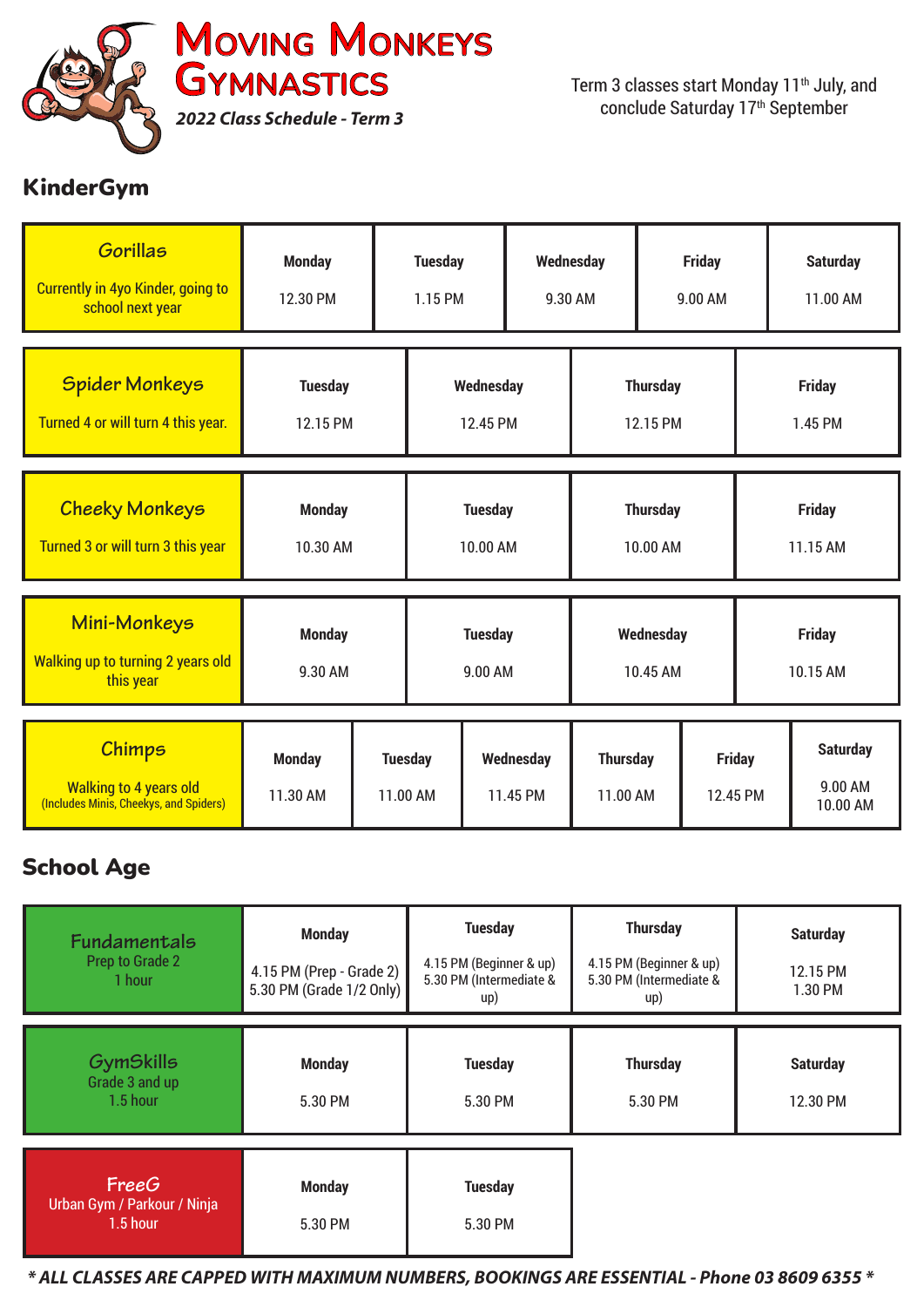# Moving Monkeys Gymnastics

***2022 Class Schedule - Term 3***

Term 3 classes start Monday 11th July, and conclude Saturday 17th September

## KinderGym

| Gorillas<br>Currently in 4yo Kinder, going to school next year | Monday | Tuesday | Wednesday | Friday | Saturday |
|---|---|---|---|---|---|
| | 12.30 PM | 1.15 PM | 9.30 AM | 9.00 AM | 11.00 AM |

| Spider Monkeys<br>Turned 4 or will turn 4 this year. | Tuesday | Wednesday | Thursday | Friday |
|---|---|---|---|---|
| | 12.15 PM | 12.45 PM | 12.15 PM | 1.45 PM |

| Cheeky Monkeys<br>Turned 3 or will turn 3 this year | Monday | Tuesday | Thursday | Friday |
|---|---|---|---|---|
| | 10.30 AM | 10.00 AM | 10.00 AM | 11.15 AM |

| Mini-Monkeys<br>Walking up to turning 2 years old this year | Monday | Tuesday | Wednesday | Friday |
|---|---|---|---|---|
| | 9.30 AM | 9.00 AM | 10.45 AM | 10.15 AM |

| Chimps<br>Walking to 4 years old<br>(Includes Minis, Cheekys, and Spiders) | Monday | Tuesday | Wednesday | Thursday | Friday | Saturday |
|---|---|---|---|---|---|---|
| | 11.30 AM | 11.00 AM | 11.45 PM | 11.00 AM | 12.45 PM | 9.00 AM<br>10.00 AM |

## School Age

| Fundamentals<br>Prep to Grade 2<br>1 hour | Monday | Tuesday | Thursday | Saturday |
|---|---|---|---|---|
| | 4.15 PM (Prep - Grade 2)<br>5.30 PM (Grade 1/2 Only) | 4.15 PM (Beginner & up)<br>5.30 PM (Intermediate & up) | 4.15 PM (Beginner & up)<br>5.30 PM (Intermediate & up) | 12.15 PM<br>1.30 PM |

| GymSkills<br>Grade 3 and up<br>1.5 hour | Monday | Tuesday | Thursday | Saturday |
|---|---|---|---|---|
| | 5.30 PM | 5.30 PM | 5.30 PM | 12.30 PM |

| FreeG<br>Urban Gym / Parkour / Ninja<br>1.5 hour | Monday | Tuesday |
|---|---|---|
| | 5.30 PM | 5.30 PM |

***\* ALL CLASSES ARE CAPPED WITH MAXIMUM NUMBERS, BOOKINGS ARE ESSENTIAL - Phone 03 8609 6355 \****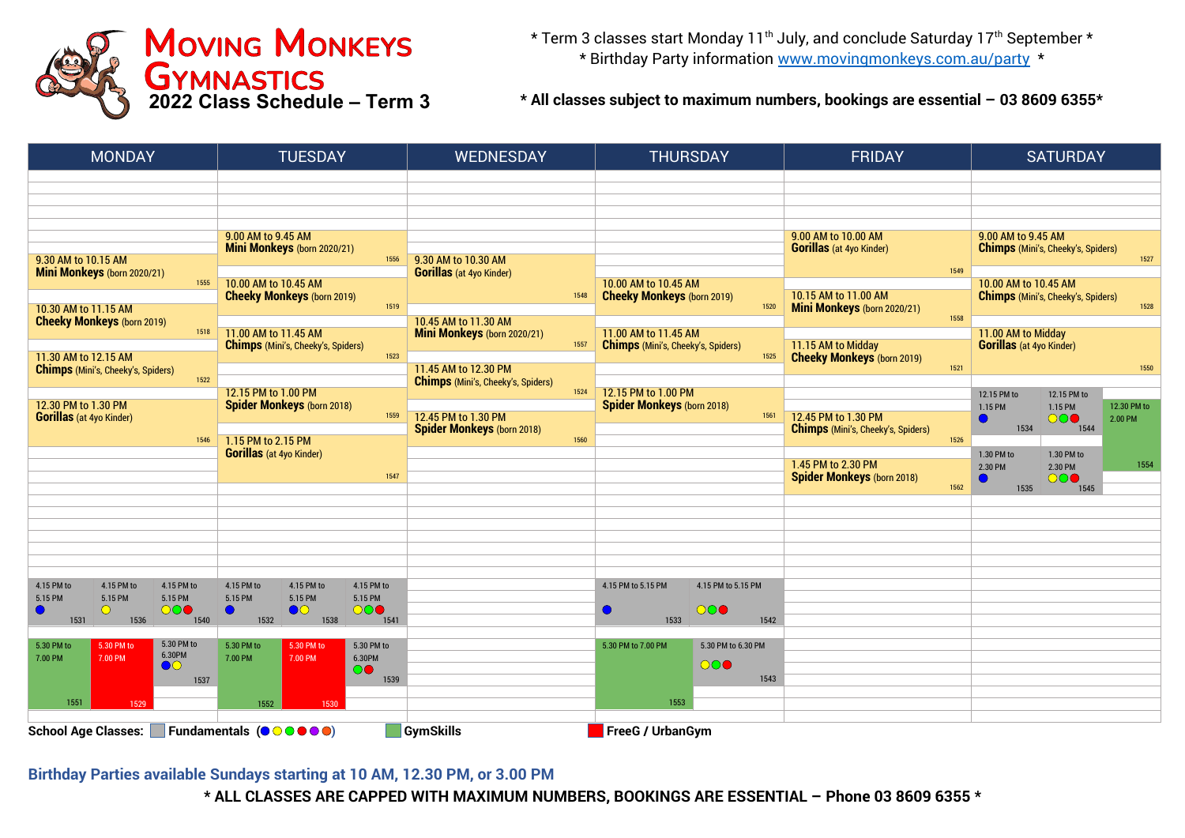# Moving Monkeys Gymnastics

## 2022 Class Schedule – Term 3

\* Term 3 classes start Monday 11th July, and conclude Saturday 17th September \*

\* Birthday Party information www.movingmonkeys.com.au/party \*

**\* All classes subject to maximum numbers, bookings are essential – 03 8609 6355\***

| MONDAY | TUESDAY | WEDNESDAY | THURSDAY | FRIDAY | SATURDAY |
|---|---|---|---|---|---|
| 9.30 AM to 10.15 AM **Mini Monkeys** (born 2020/21) 1555 | 9.00 AM to 9.45 AM **Mini Monkeys** (born 2020/21) 1556 | 9.30 AM to 10.30 AM **Gorillas** (at 4yo Kinder) 1548 | 10.00 AM to 10.45 AM **Cheeky Monkeys** (born 2019) 1520 | 9.00 AM to 10.00 AM **Gorillas** (at 4yo Kinder) 1549 | 9.00 AM to 9.45 AM **Chimps** (Mini's, Cheeky's, Spiders) 1527 |
| 10.30 AM to 11.15 AM **Cheeky Monkeys** (born 2019) 1518 | 10.00 AM to 10.45 AM **Cheeky Monkeys** (born 2019) 1519 | 10.45 AM to 11.30 AM **Mini Monkeys** (born 2020/21) 1557 | 11.00 AM to 11.45 AM **Chimps** (Mini's, Cheeky's, Spiders) 1525 | 10.15 AM to 11.00 AM **Mini Monkeys** (born 2020/21) 1558 | 10.00 AM to 10.45 AM **Chimps** (Mini's, Cheeky's, Spiders) 1528 |
| 11.30 AM to 12.15 AM **Chimps** (Mini's, Cheeky's, Spiders) 1522 | 11.00 AM to 11.45 AM **Chimps** (Mini's, Cheeky's, Spiders) 1523 | 11.45 AM to 12.30 PM **Chimps** (Mini's, Cheeky's, Spiders) 1524 | 12.15 PM to 1.00 PM **Spider Monkeys** (born 2018) 1561 | 11.15 AM to Midday **Cheeky Monkeys** (born 2019) 1521 | 11.00 AM to Midday **Gorillas** (at 4yo Kinder) 1550 |
| 12.30 PM to 1.30 PM **Gorillas** (at 4yo Kinder) 1546 | 12.15 PM to 1.00 PM **Spider Monkeys** (born 2018) 1559 | 12.45 PM to 1.30 PM **Spider Monkeys** (born 2018) 1560 | | 12.45 PM to 1.30 PM **Chimps** (Mini's, Cheeky's, Spiders) 1526 | 12.15 PM to 1.15 PM (Fundamentals: blue) 1534; 12.15 PM to 1.15 PM (Fundamentals: yellow, green, red) 1544; 12.30 PM to 2.00 PM (GymSkills) 1554 |
| | 1.15 PM to 2.15 PM **Gorillas** (at 4yo Kinder) 1547 | | | 1.45 PM to 2.30 PM **Spider Monkeys** (born 2018) 1562 | 1.30 PM to 2.30 PM (Fundamentals: blue) 1535; 1.30 PM to 2.30 PM (Fundamentals: yellow, green, red) 1545 |
| 4.15 PM to 5.15 PM (Fundamentals: blue) 1531; 4.15 PM to 5.15 PM (Fundamentals: yellow) 1536; 4.15 PM to 5.15 PM (Fundamentals: yellow, green, red) 1540 | 4.15 PM to 5.15 PM (Fundamentals: blue) 1532; 4.15 PM to 5.15 PM (Fundamentals: blue, yellow) 1538; 4.15 PM to 5.15 PM (Fundamentals: yellow, green, red) 1541 | | 4.15 PM to 5.15 PM (Fundamentals: blue) 1533; 4.15 PM to 5.15 PM (Fundamentals: yellow, green, red) 1542 | | |
| 5.30 PM to 7.00 PM (GymSkills) 1551; 5.30 PM to 7.00 PM (FreeG / UrbanGym) 1529; 5.30 PM to 6.30PM (Fundamentals: blue, yellow) 1537 | 5.30 PM to 7.00 PM (GymSkills) 1552; 5.30 PM to 7.00 PM (FreeG / UrbanGym) 1530; 5.30 PM to 6.30PM (Fundamentals: green, red) 1539 | | 5.30 PM to 7.00 PM (GymSkills) 1553; 5.30 PM to 6.30 PM (Fundamentals: yellow, green, red) 1543 | | |

**School Age Classes:** Fundamentals (blue, yellow, green, red, purple, orange) | GymSkills | FreeG / UrbanGym

**Birthday Parties available Sundays starting at 10 AM, 12.30 PM, or 3.00 PM**

**\* ALL CLASSES ARE CAPPED WITH MAXIMUM NUMBERS, BOOKINGS ARE ESSENTIAL – Phone 03 8609 6355 \***